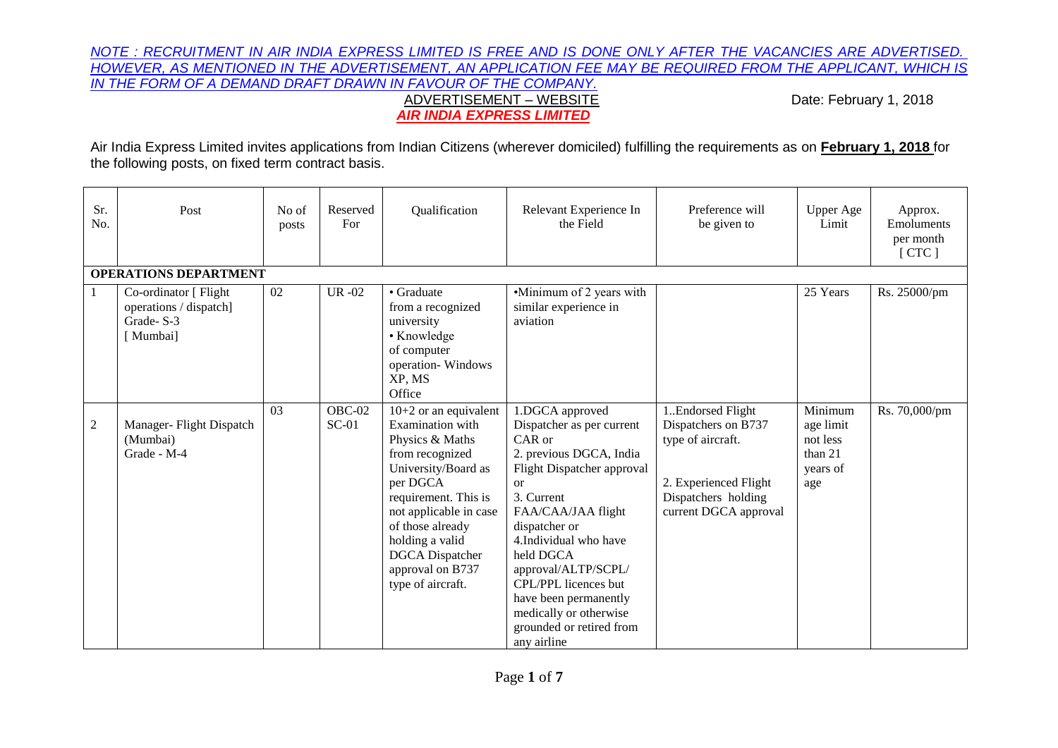*NOTE : RECRUITMENT IN AIR INDIA EXPRESS LIMITED IS FREE AND IS DONE ONLY AFTER THE VACANCIES ARE ADVERTISED. HOWEVER, AS MENTIONED IN THE ADVERTISEMENT, AN APPLICATION FEE MAY BE REQUIRED FROM THE APPLICANT, WHICH IS IN THE FORM OF A DEMAND DRAFT DRAWN IN FAVOUR OF THE COMPANY.*

ADVERTISEMENT – WEBSITE

Date: February 1, 2018

***AIR INDIA EXPRESS LIMITED***

Air India Express Limited invites applications from Indian Citizens (wherever domiciled) fulfilling the requirements as on **February 1, 2018** for the following posts, on fixed term contract basis.

| Sr. No. | Post | No of posts | Reserved For | Qualification | Relevant Experience In the Field | Preference will be given to | Upper Age Limit | Approx. Emoluments per month [ CTC ] |
|---|---|---|---|---|---|---|---|---|
| **OPERATIONS DEPARTMENT** | | | | | | | | |
| 1 | Co-ordinator [ Flight operations / dispatch] Grade- S-3 [ Mumbai] | 02 | UR -02 | • Graduate from a recognized university<br>• Knowledge of computer operation- Windows XP, MS Office | •Minimum of 2 years with similar experience in aviation | | 25 Years | Rs. 25000/pm |
| 2 | Manager- Flight Dispatch (Mumbai) Grade - M-4 | 03 | OBC-02<br>SC-01 | 10+2 or an equivalent Examination with Physics & Maths from recognized University/Board as per DGCA requirement. This is not applicable in case of those already holding a valid DGCA Dispatcher approval on B737 type of aircraft. | 1.DGCA approved Dispatcher as per current CAR or<br>2. previous DGCA, India Flight Dispatcher approval or<br>3. Current FAA/CAA/JAA flight dispatcher or<br>4.Individual who have held DGCA approval/ALTP/SCPL/ CPL/PPL licences but have been permanently medically or otherwise grounded or retired from any airline | 1..Endorsed Flight Dispatchers on B737 type of aircraft.<br><br>2. Experienced Flight Dispatchers holding current DGCA approval | Minimum age limit not less than 21 years of age | Rs. 70,000/pm |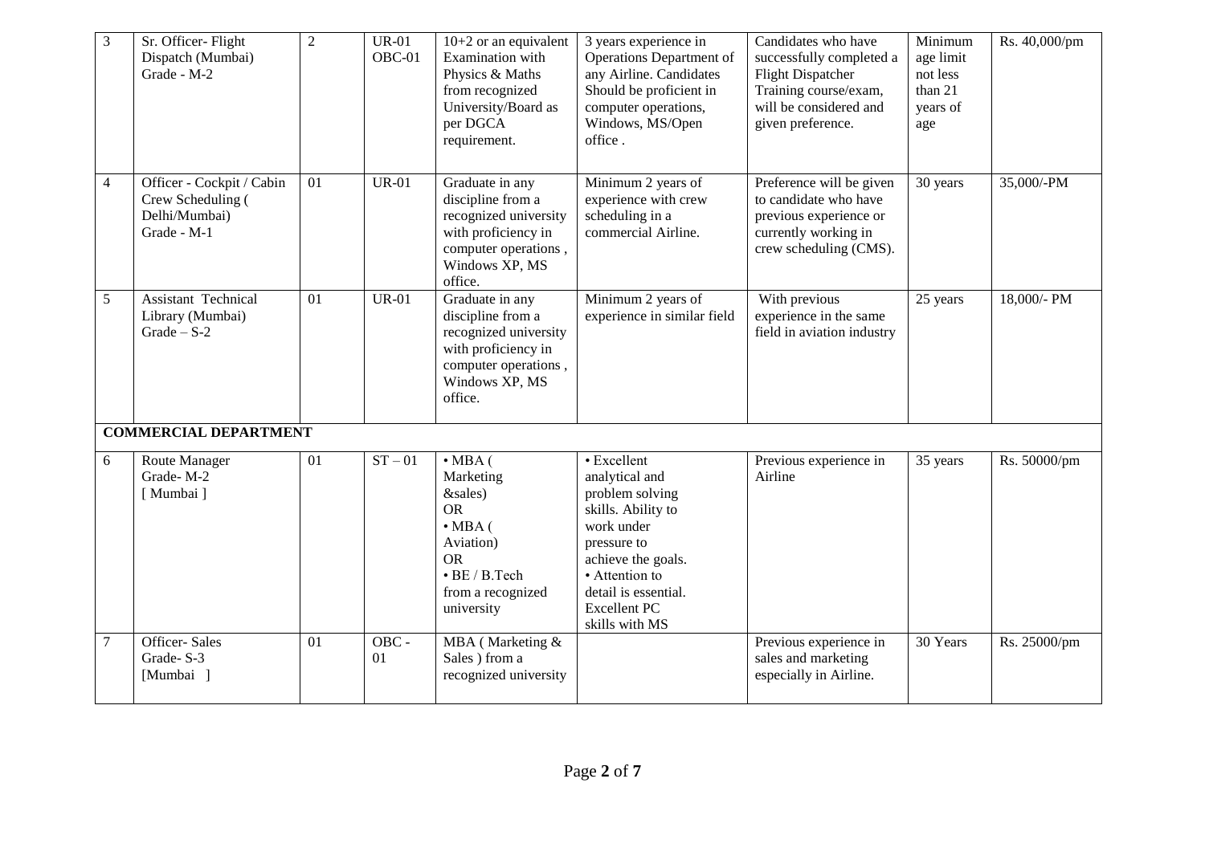| 3 | Sr. Officer- Flight Dispatch (Mumbai) Grade - M-2 | 2 | UR-01 OBC-01 | 10+2 or an equivalent Examination with Physics & Maths from recognized University/Board as per DGCA requirement. | 3 years experience in Operations Department of any Airline. Candidates Should be proficient in computer operations, Windows, MS/Open office . | Candidates who have successfully completed a Flight Dispatcher Training course/exam, will be considered and given preference. | Minimum age limit not less than 21 years of age | Rs. 40,000/pm |
|---|---|---|---|---|---|---|---|---|
| 4 | Officer - Cockpit / Cabin Crew Scheduling ( Delhi/Mumbai) Grade - M-1 | 01 | UR-01 | Graduate in any discipline from a recognized university with proficiency in computer operations , Windows XP, MS office. | Minimum 2 years of experience with crew scheduling in a commercial Airline. | Preference will be given to candidate who have previous experience or currently working in crew scheduling (CMS). | 30 years | 35,000/-PM |
| 5 | Assistant Technical Library (Mumbai) Grade – S-2 | 01 | UR-01 | Graduate in any discipline from a recognized university with proficiency in computer operations , Windows XP, MS office. | Minimum 2 years of experience in similar field | With previous experience in the same field in aviation industry | 25 years | 18,000/- PM |
| **COMMERCIAL DEPARTMENT** | | | | | | | | |
| 6 | Route Manager Grade- M-2 [ Mumbai ] | 01 | ST – 01 | • MBA ( Marketing &sales) OR • MBA ( Aviation) OR • BE / B.Tech from a recognized university | • Excellent analytical and problem solving skills. Ability to work under pressure to achieve the goals. • Attention to detail is essential. Excellent PC skills with MS | Previous experience in Airline | 35 years | Rs. 50000/pm |
| 7 | Officer- Sales Grade- S-3 [Mumbai ] | 01 | OBC - 01 | MBA ( Marketing & Sales ) from a recognized university | | Previous experience in sales and marketing especially in Airline. | 30 Years | Rs. 25000/pm |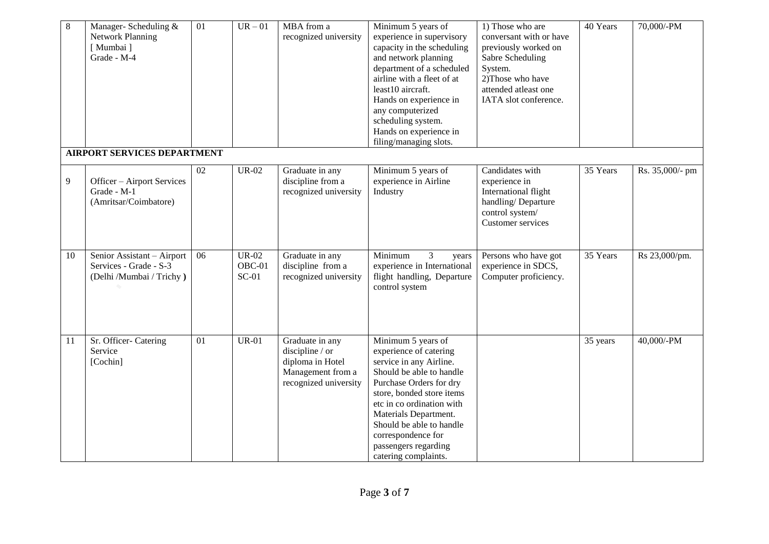| 8 | Manager- Scheduling & Network Planning [ Mumbai ] Grade - M-4 | 01 | UR – 01 | MBA from a recognized university | Minimum 5 years of experience in supervisory capacity in the scheduling and network planning department of a scheduled airline with a fleet of at least10 aircraft. Hands on experience in any computerized scheduling system. Hands on experience in filing/managing slots. | 1) Those who are conversant with or have previously worked on Sabre Scheduling System. 2)Those who have attended atleast one IATA slot conference. | 40 Years | 70,000/-PM |
|---|---|---|---|---|---|---|---|---|
| **AIRPORT SERVICES DEPARTMENT** | | | | | | | | |
| 9 | Officer – Airport Services Grade - M-1 (Amritsar/Coimbatore) | 02 | UR-02 | Graduate in any discipline from a recognized university | Minimum 5 years of experience in Airline Industry | Candidates with experience in International flight handling/ Departure control system/ Customer services | 35 Years | Rs. 35,000/- pm |
| 10 | Senior Assistant – Airport Services - Grade - S-3 (Delhi /Mumbai / Trichy **)** | 06 | UR-02 OBC-01 SC-01 | Graduate in any discipline from a recognized university | Minimum 3 years experience in International flight handling, Departure control system | Persons who have got experience in SDCS, Computer proficiency. | 35 Years | Rs 23,000/pm. |
| 11 | Sr. Officer- Catering Service [Cochin] | 01 | UR-01 | Graduate in any discipline / or diploma in Hotel Management from a recognized university | Minimum 5 years of experience of catering service in any Airline. Should be able to handle Purchase Orders for dry store, bonded store items etc in co ordination with Materials Department. Should be able to handle correspondence for passengers regarding catering complaints. | | 35 years | 40,000/-PM |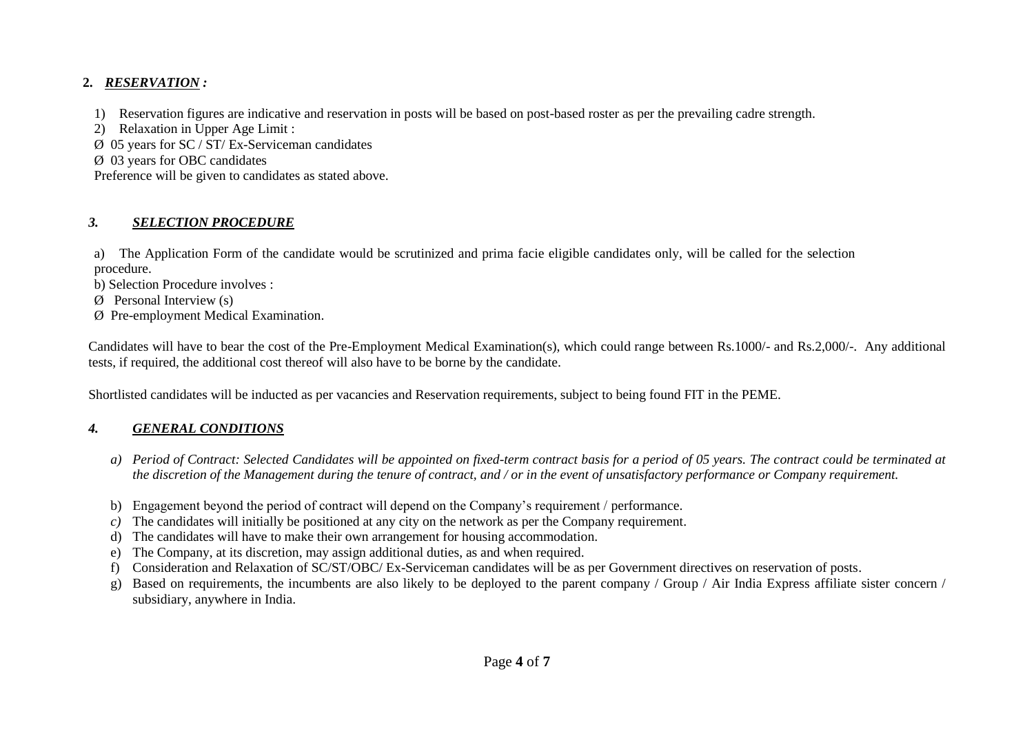**2.** ***RESERVATION :***

1) Reservation figures are indicative and reservation in posts will be based on post-based roster as per the prevailing cadre strength.
2) Relaxation in Upper Age Limit :

Ø 05 years for SC / ST/ Ex-Serviceman candidates
Ø 03 years for OBC candidates

Preference will be given to candidates as stated above.

***3. SELECTION PROCEDURE***

a) The Application Form of the candidate would be scrutinized and prima facie eligible candidates only, will be called for the selection procedure.

b) Selection Procedure involves :

Ø Personal Interview (s)
Ø Pre-employment Medical Examination.

Candidates will have to bear the cost of the Pre-Employment Medical Examination(s), which could range between Rs.1000/- and Rs.2,000/-. Any additional tests, if required, the additional cost thereof will also have to be borne by the candidate.

Shortlisted candidates will be inducted as per vacancies and Reservation requirements, subject to being found FIT in the PEME.

***4. GENERAL CONDITIONS***

*a) Period of Contract: Selected Candidates will be appointed on fixed-term contract basis for a period of 05 years. The contract could be terminated at the discretion of the Management during the tenure of contract, and / or in the event of unsatisfactory performance or Company requirement.*

b) Engagement beyond the period of contract will depend on the Company's requirement / performance.
*c)* The candidates will initially be positioned at any city on the network as per the Company requirement.
d) The candidates will have to make their own arrangement for housing accommodation.
e) The Company, at its discretion, may assign additional duties, as and when required.
f) Consideration and Relaxation of SC/ST/OBC/ Ex-Serviceman candidates will be as per Government directives on reservation of posts.
g) Based on requirements, the incumbents are also likely to be deployed to the parent company / Group / Air India Express affiliate sister concern / subsidiary, anywhere in India.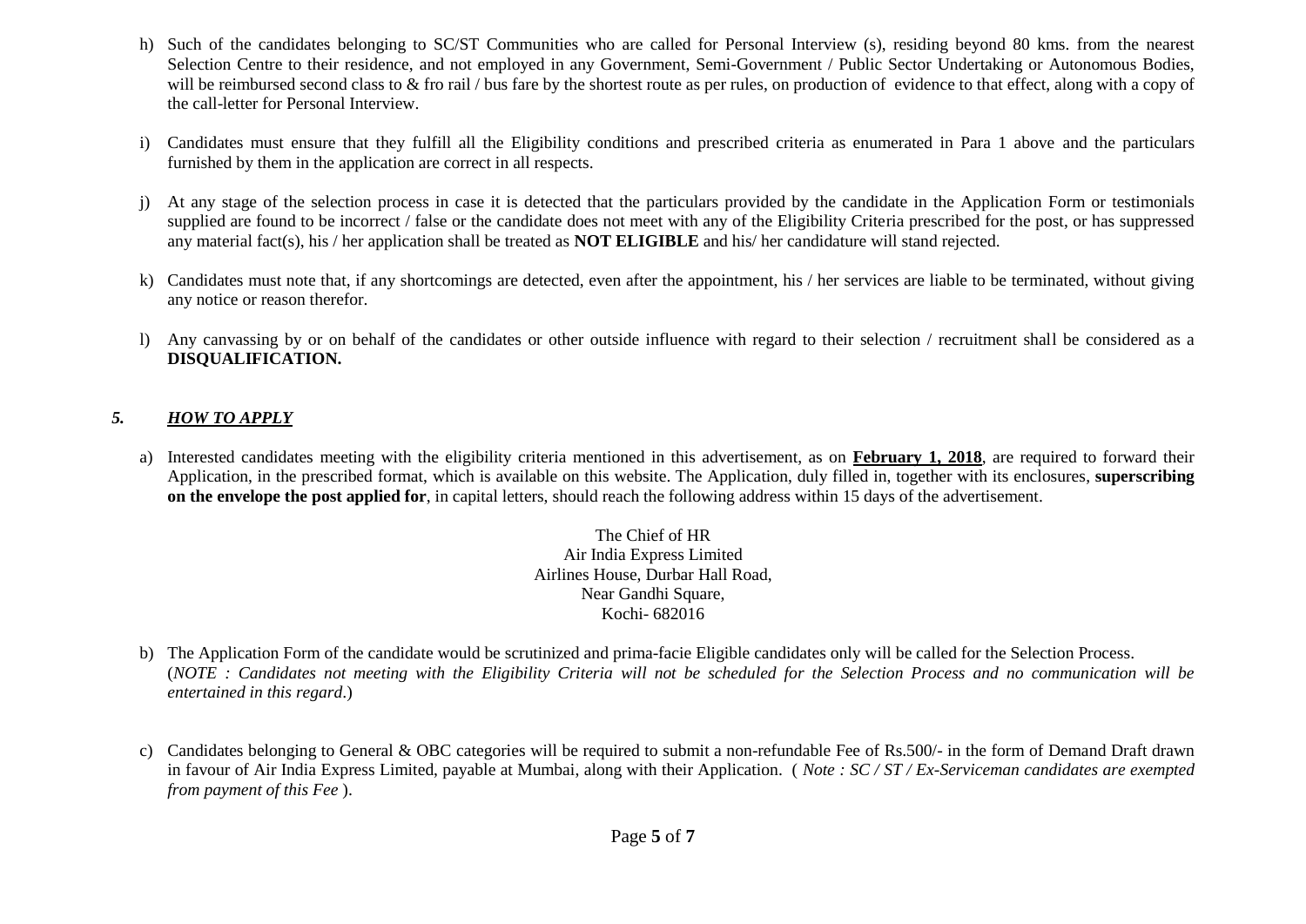h) Such of the candidates belonging to SC/ST Communities who are called for Personal Interview (s), residing beyond 80 kms. from the nearest Selection Centre to their residence, and not employed in any Government, Semi-Government / Public Sector Undertaking or Autonomous Bodies, will be reimbursed second class to & fro rail / bus fare by the shortest route as per rules, on production of evidence to that effect, along with a copy of the call-letter for Personal Interview.

i) Candidates must ensure that they fulfill all the Eligibility conditions and prescribed criteria as enumerated in Para 1 above and the particulars furnished by them in the application are correct in all respects.

j) At any stage of the selection process in case it is detected that the particulars provided by the candidate in the Application Form or testimonials supplied are found to be incorrect / false or the candidate does not meet with any of the Eligibility Criteria prescribed for the post, or has suppressed any material fact(s), his / her application shall be treated as **NOT ELIGIBLE** and his/ her candidature will stand rejected.

k) Candidates must note that, if any shortcomings are detected, even after the appointment, his / her services are liable to be terminated, without giving any notice or reason therefor.

l) Any canvassing by or on behalf of the candidates or other outside influence with regard to their selection / recruitment shall be considered as a **DISQUALIFICATION.**

## ***5. HOW TO APPLY***

a) Interested candidates meeting with the eligibility criteria mentioned in this advertisement, as on **February 1, 2018**, are required to forward their Application, in the prescribed format, which is available on this website. The Application, duly filled in, together with its enclosures, **superscribing on the envelope the post applied for**, in capital letters, should reach the following address within 15 days of the advertisement.

The Chief of HR
Air India Express Limited
Airlines House, Durbar Hall Road,
Near Gandhi Square,
Kochi- 682016

b) The Application Form of the candidate would be scrutinized and prima-facie Eligible candidates only will be called for the Selection Process.
(*NOTE : Candidates not meeting with the Eligibility Criteria will not be scheduled for the Selection Process and no communication will be entertained in this regard*.)

c) Candidates belonging to General & OBC categories will be required to submit a non-refundable Fee of Rs.500/- in the form of Demand Draft drawn in favour of Air India Express Limited, payable at Mumbai, along with their Application. ( *Note : SC / ST / Ex-Serviceman candidates are exempted from payment of this Fee* ).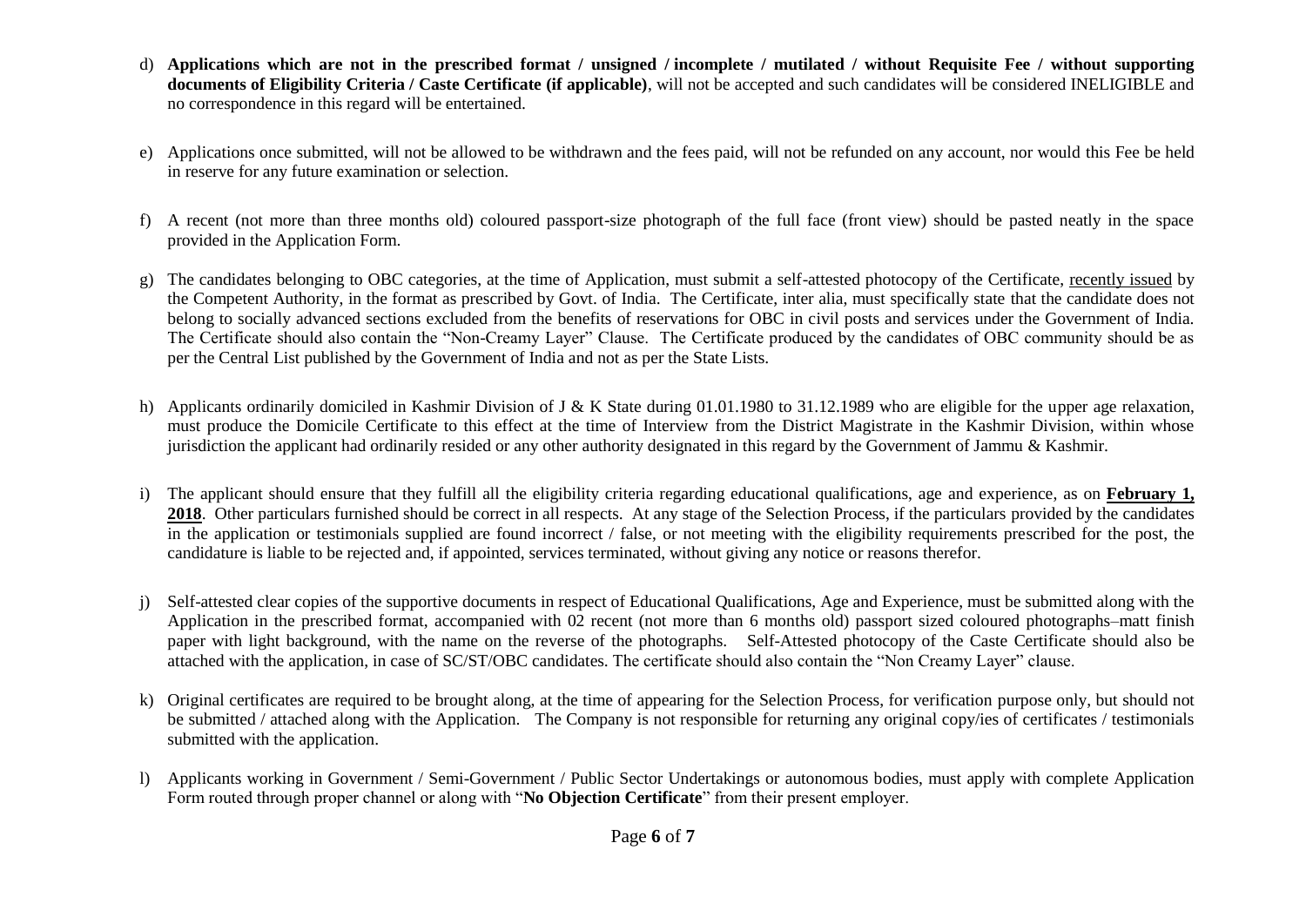d) **Applications which are not in the prescribed format / unsigned / incomplete / mutilated / without Requisite Fee / without supporting documents of Eligibility Criteria / Caste Certificate (if applicable)**, will not be accepted and such candidates will be considered INELIGIBLE and no correspondence in this regard will be entertained.

e) Applications once submitted, will not be allowed to be withdrawn and the fees paid, will not be refunded on any account, nor would this Fee be held in reserve for any future examination or selection.

f) A recent (not more than three months old) coloured passport-size photograph of the full face (front view) should be pasted neatly in the space provided in the Application Form.

g) The candidates belonging to OBC categories, at the time of Application, must submit a self-attested photocopy of the Certificate, recently issued by the Competent Authority, in the format as prescribed by Govt. of India. The Certificate, inter alia, must specifically state that the candidate does not belong to socially advanced sections excluded from the benefits of reservations for OBC in civil posts and services under the Government of India. The Certificate should also contain the "Non-Creamy Layer" Clause. The Certificate produced by the candidates of OBC community should be as per the Central List published by the Government of India and not as per the State Lists.

h) Applicants ordinarily domiciled in Kashmir Division of J & K State during 01.01.1980 to 31.12.1989 who are eligible for the upper age relaxation, must produce the Domicile Certificate to this effect at the time of Interview from the District Magistrate in the Kashmir Division, within whose jurisdiction the applicant had ordinarily resided or any other authority designated in this regard by the Government of Jammu & Kashmir.

i) The applicant should ensure that they fulfill all the eligibility criteria regarding educational qualifications, age and experience, as on **February 1, 2018**. Other particulars furnished should be correct in all respects. At any stage of the Selection Process, if the particulars provided by the candidates in the application or testimonials supplied are found incorrect / false, or not meeting with the eligibility requirements prescribed for the post, the candidature is liable to be rejected and, if appointed, services terminated, without giving any notice or reasons therefor.

j) Self-attested clear copies of the supportive documents in respect of Educational Qualifications, Age and Experience, must be submitted along with the Application in the prescribed format, accompanied with 02 recent (not more than 6 months old) passport sized coloured photographs–matt finish paper with light background, with the name on the reverse of the photographs. Self-Attested photocopy of the Caste Certificate should also be attached with the application, in case of SC/ST/OBC candidates. The certificate should also contain the "Non Creamy Layer" clause.

k) Original certificates are required to be brought along, at the time of appearing for the Selection Process, for verification purpose only, but should not be submitted / attached along with the Application. The Company is not responsible for returning any original copy/ies of certificates / testimonials submitted with the application.

l) Applicants working in Government / Semi-Government / Public Sector Undertakings or autonomous bodies, must apply with complete Application Form routed through proper channel or along with "**No Objection Certificate**" from their present employer.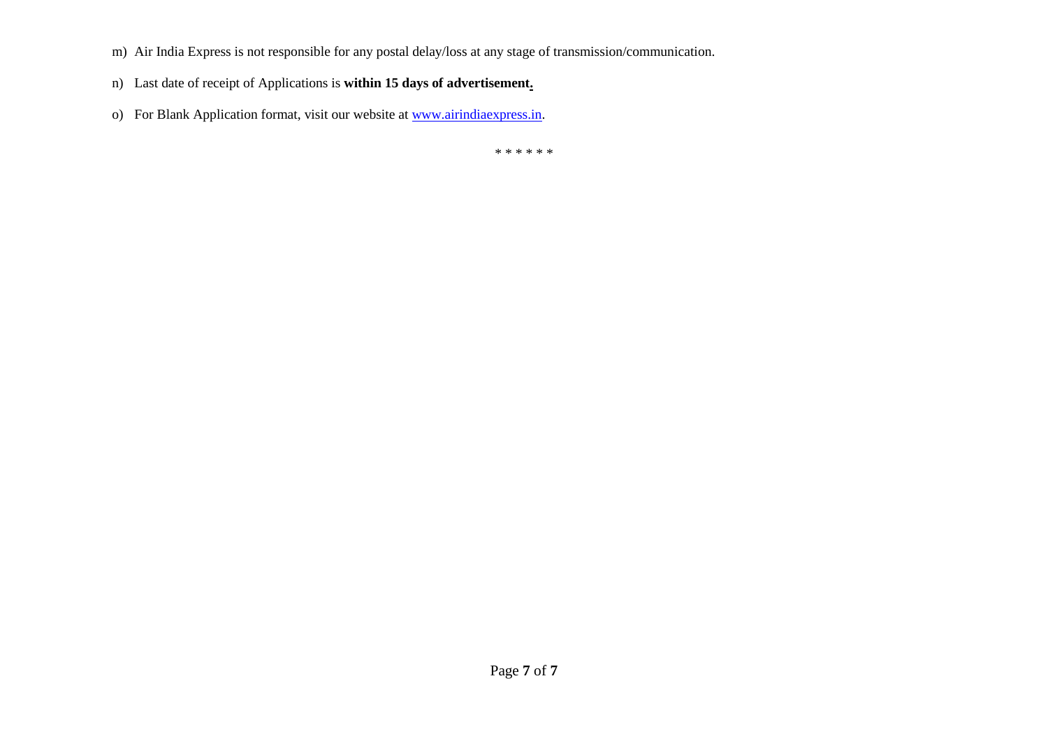m) Air India Express is not responsible for any postal delay/loss at any stage of transmission/communication.

n) Last date of receipt of Applications is **within 15 days of advertisement.**

o) For Blank Application format, visit our website at [www.airindiaexpress.in](http://www.airindiaexpress.in).

* * * * * *